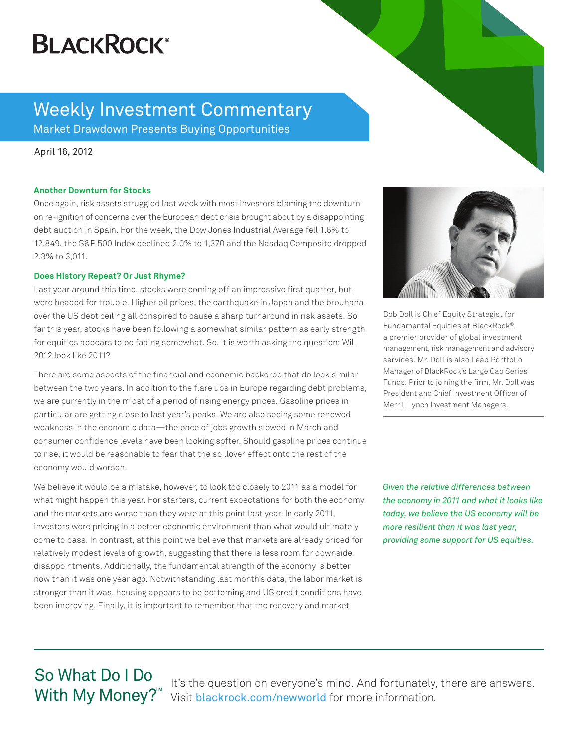BLACKROCK®

# Weekly Investment Commentary

Market Drawdown Presents Buying Opportunities

April 16, 2012

### Another Downturn for Stocks

Once again, risk assets struggled last week with most investors blaming the downturn on re-ignition of concerns over the European debt crisis brought about by a disappointing debt auction in Spain. For the week, the Dow Jones Industrial Average fell 1.6% to 12,849, the S&P 500 Index declined 2.0% to 1,370 and the Nasdaq Composite dropped 2.3% to 3,011.

### Does History Repeat? Or Just Rhyme?

Last year around this time, stocks were coming off an impressive first quarter, but were headed for trouble. Higher oil prices, the earthquake in Japan and the brouhaha over the US debt ceiling all conspired to cause a sharp turnaround in risk assets. So far this year, stocks have been following a somewhat similar pattern as early strength for equities appears to be fading somewhat. So, it is worth asking the question: Will 2012 look like 2011?

There are some aspects of the financial and economic backdrop that do look similar between the two years. In addition to the flare ups in Europe regarding debt problems, we are currently in the midst of a period of rising energy prices. Gasoline prices in particular are getting close to last year's peaks. We are also seeing some renewed weakness in the economic data—the pace of jobs growth slowed in March and consumer confidence levels have been looking softer. Should gasoline prices continue to rise, it would be reasonable to fear that the spillover effect onto the rest of the economy would worsen.

We believe it would be a mistake, however, to look too closely to 2011 as a model for what might happen this year. For starters, current expectations for both the economy and the markets are worse than they were at this point last year. In early 2011, investors were pricing in a better economic environment than what would ultimately come to pass. In contrast, at this point we believe that markets are already priced for relatively modest levels of growth, suggesting that there is less room for downside disappointments. Additionally, the fundamental strength of the economy is better now than it was one year ago. Notwithstanding last month's data, the labor market is stronger than it was, housing appears to be bottoming and US credit conditions have been improving. Finally, it is important to remember that the recovery and market

Bob Doll is Chief Equity Strategist for Fundamental Equities at BlackRock®, a premier provider of global investment management, risk management and advisory services. Mr. Doll is also Lead Portfolio Manager of BlackRock's Large Cap Series Funds. Prior to joining the firm, Mr. Doll was President and Chief Investment Officer of Merrill Lynch Investment Managers.

*Given the relative differences between the economy in 2011 and what it looks like today, we believe the US economy will be more resilient than it was last year, providing some support for US equities.*

**So What Do I Do With My Money?™** It's the question on everyone's mind. And fortunately, there are answers. Visit blackrock.com/newworld for more information.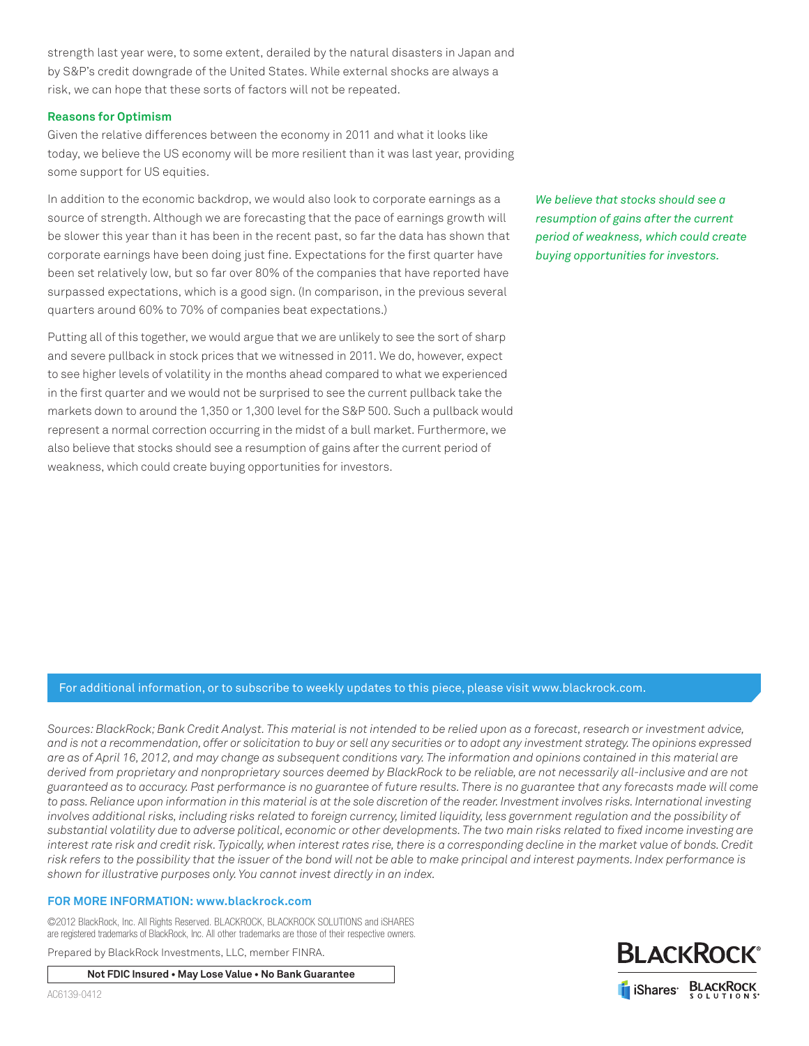strength last year were, to some extent, derailed by the natural disasters in Japan and by S&P's credit downgrade of the United States. While external shocks are always a risk, we can hope that these sorts of factors will not be repeated.

### Reasons for Optimism

Given the relative differences between the economy in 2011 and what it looks like today, we believe the US economy will be more resilient than it was last year, providing some support for US equities.

In addition to the economic backdrop, we would also look to corporate earnings as a source of strength. Although we are forecasting that the pace of earnings growth will be slower this year than it has been in the recent past, so far the data has shown that corporate earnings have been doing just fine. Expectations for the first quarter have been set relatively low, but so far over 80% of the companies that have reported have surpassed expectations, which is a good sign. (In comparison, in the previous several quarters around 60% to 70% of companies beat expectations.)

*We believe that stocks should see a resumption of gains after the current period of weakness, which could create buying opportunities for investors.*

Putting all of this together, we would argue that we are unlikely to see the sort of sharp and severe pullback in stock prices that we witnessed in 2011. We do, however, expect to see higher levels of volatility in the months ahead compared to what we experienced in the first quarter and we would not be surprised to see the current pullback take the markets down to around the 1,350 or 1,300 level for the S&P 500. Such a pullback would represent a normal correction occurring in the midst of a bull market. Furthermore, we also believe that stocks should see a resumption of gains after the current period of weakness, which could create buying opportunities for investors.

For additional information, or to subscribe to weekly updates to this piece, please visit www.blackrock.com.

*Sources: BlackRock; Bank Credit Analyst. This material is not intended to be relied upon as a forecast, research or investment advice, and is not a recommendation, offer or solicitation to buy or sell any securities or to adopt any investment strategy. The opinions expressed are as of April 16, 2012, and may change as subsequent conditions vary. The information and opinions contained in this material are derived from proprietary and nonproprietary sources deemed by BlackRock to be reliable, are not necessarily all-inclusive and are not guaranteed as to accuracy. Past performance is no guarantee of future results. There is no guarantee that any forecasts made will come to pass. Reliance upon information in this material is at the sole discretion of the reader. Investment involves risks. International investing involves additional risks, including risks related to foreign currency, limited liquidity, less government regulation and the possibility of substantial volatility due to adverse political, economic or other developments. The two main risks related to fixed income investing are interest rate risk and credit risk. Typically, when interest rates rise, there is a corresponding decline in the market value of bonds. Credit risk refers to the possibility that the issuer of the bond will not be able to make principal and interest payments. Index performance is shown for illustrative purposes only. You cannot invest directly in an index.*

**FOR MORE INFORMATION: www.blackrock.com**

©2012 BlackRock, Inc. All Rights Reserved. BLACKROCK, BLACKROCK SOLUTIONS and iSHARES are registered trademarks of BlackRock, Inc. All other trademarks are those of their respective owners.

Prepared by BlackRock Investments, LLC, member FINRA.

**Not FDIC Insured • May Lose Value • No Bank Guarantee**

AC6139-0412

BLACKROCK®

iShares® BLACKROCK SOLUTIONS®